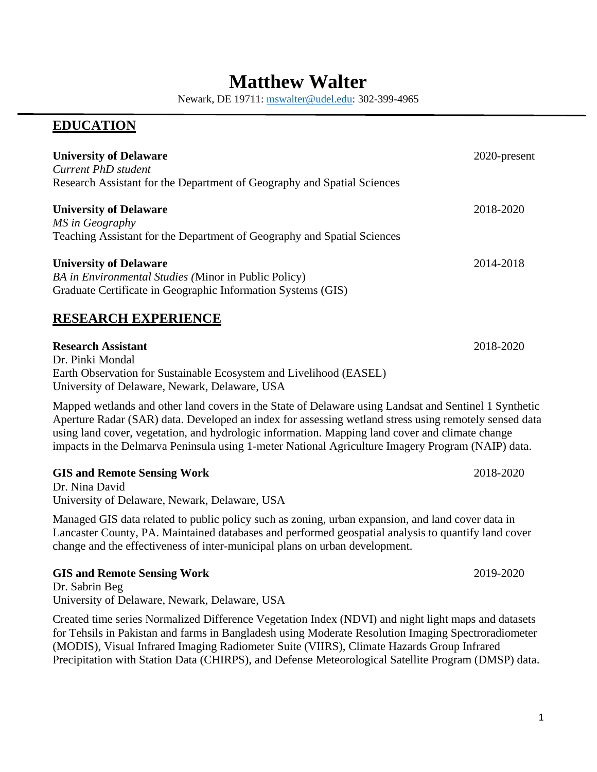# Matthew Walter

Newark, DE 19711: mswalter@udel.edu: 302-399-4965

## EDUCATION

**University of Delaware** 2020-present
*Current PhD student*
Research Assistant for the Department of Geography and Spatial Sciences

**University of Delaware** 2018-2020
*MS in Geography*
Teaching Assistant for the Department of Geography and Spatial Sciences

**University of Delaware** 2014-2018
*BA in Environmental Studies (*Minor in Public Policy)
Graduate Certificate in Geographic Information Systems (GIS)

## RESEARCH EXPERIENCE

**Research Assistant** 2018-2020
Dr. Pinki Mondal
Earth Observation for Sustainable Ecosystem and Livelihood (EASEL)
University of Delaware, Newark, Delaware, USA

Mapped wetlands and other land covers in the State of Delaware using Landsat and Sentinel 1 Synthetic Aperture Radar (SAR) data. Developed an index for assessing wetland stress using remotely sensed data using land cover, vegetation, and hydrologic information. Mapping land cover and climate change impacts in the Delmarva Peninsula using 1-meter National Agriculture Imagery Program (NAIP) data.

**GIS and Remote Sensing Work** 2018-2020
Dr. Nina David
University of Delaware, Newark, Delaware, USA

Managed GIS data related to public policy such as zoning, urban expansion, and land cover data in Lancaster County, PA. Maintained databases and performed geospatial analysis to quantify land cover change and the effectiveness of inter-municipal plans on urban development.

**GIS and Remote Sensing Work** 2019-2020
Dr. Sabrin Beg
University of Delaware, Newark, Delaware, USA

Created time series Normalized Difference Vegetation Index (NDVI) and night light maps and datasets for Tehsils in Pakistan and farms in Bangladesh using Moderate Resolution Imaging Spectroradiometer (MODIS), Visual Infrared Imaging Radiometer Suite (VIIRS), Climate Hazards Group Infrared Precipitation with Station Data (CHIRPS), and Defense Meteorological Satellite Program (DMSP) data.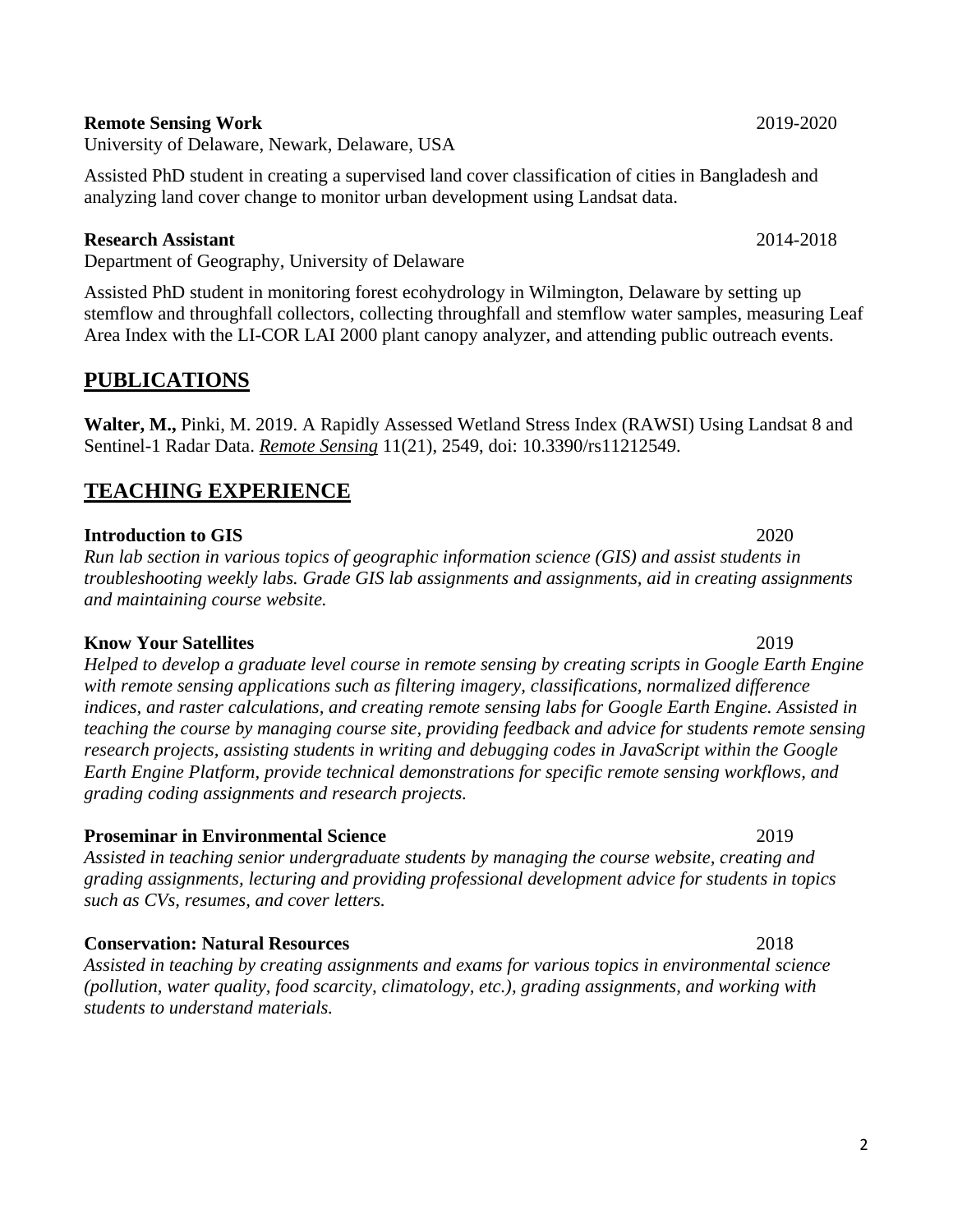**Remote Sensing Work** 2019-2020

University of Delaware, Newark, Delaware, USA

Assisted PhD student in creating a supervised land cover classification of cities in Bangladesh and analyzing land cover change to monitor urban development using Landsat data.

**Research Assistant** 2014-2018

Department of Geography, University of Delaware

Assisted PhD student in monitoring forest ecohydrology in Wilmington, Delaware by setting up stemflow and throughfall collectors, collecting throughfall and stemflow water samples, measuring Leaf Area Index with the LI-COR LAI 2000 plant canopy analyzer, and attending public outreach events.

## PUBLICATIONS

**Walter, M.,** Pinki, M. 2019. A Rapidly Assessed Wetland Stress Index (RAWSI) Using Landsat 8 and Sentinel-1 Radar Data. *Remote Sensing* 11(21), 2549, doi: 10.3390/rs11212549.

## TEACHING EXPERIENCE

**Introduction to GIS** 2020

*Run lab section in various topics of geographic information science (GIS) and assist students in troubleshooting weekly labs. Grade GIS lab assignments and assignments, aid in creating assignments and maintaining course website.*

**Know Your Satellites** 2019

*Helped to develop a graduate level course in remote sensing by creating scripts in Google Earth Engine with remote sensing applications such as filtering imagery, classifications, normalized difference indices, and raster calculations, and creating remote sensing labs for Google Earth Engine. Assisted in teaching the course by managing course site, providing feedback and advice for students remote sensing research projects, assisting students in writing and debugging codes in JavaScript within the Google Earth Engine Platform, provide technical demonstrations for specific remote sensing workflows, and grading coding assignments and research projects.*

**Proseminar in Environmental Science** 2019

*Assisted in teaching senior undergraduate students by managing the course website, creating and grading assignments, lecturing and providing professional development advice for students in topics such as CVs, resumes, and cover letters.*

**Conservation: Natural Resources** 2018

*Assisted in teaching by creating assignments and exams for various topics in environmental science (pollution, water quality, food scarcity, climatology, etc.), grading assignments, and working with students to understand materials.*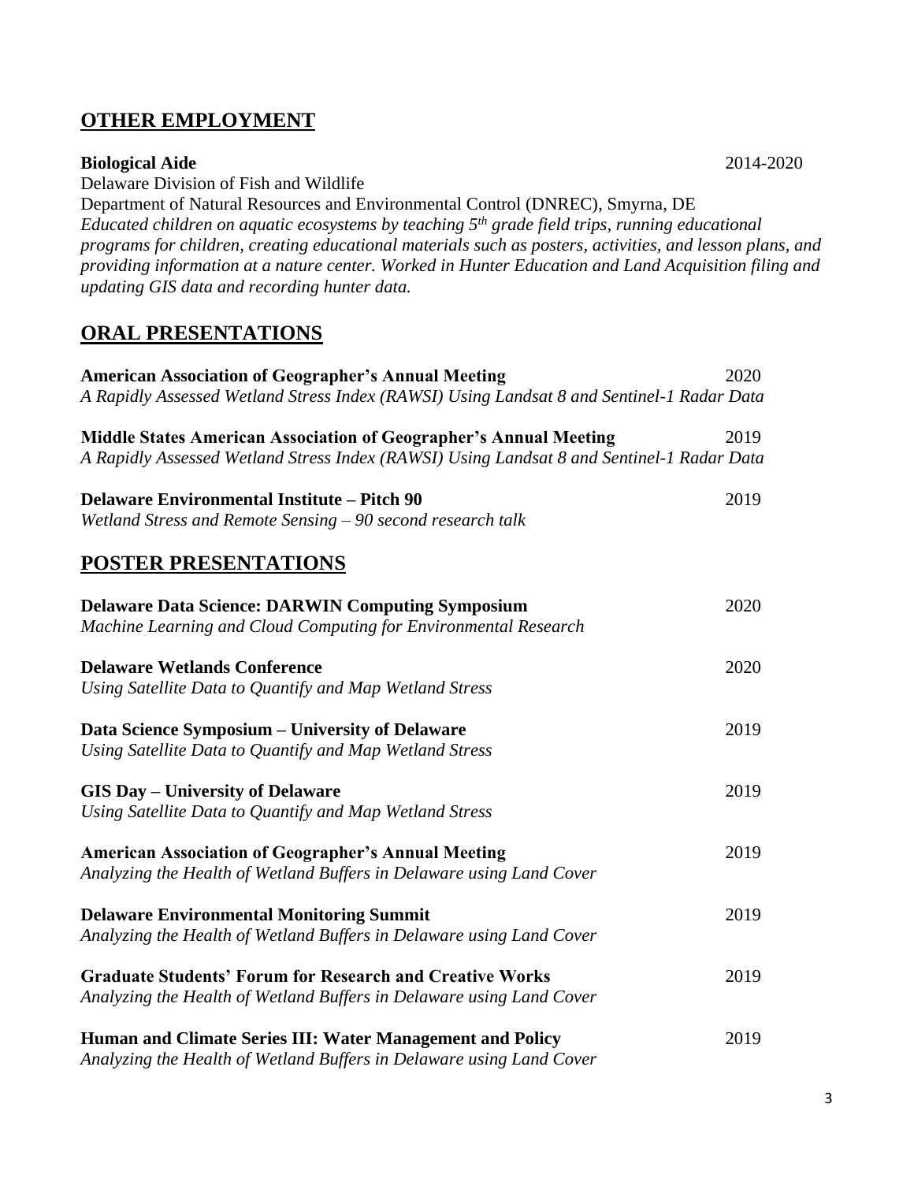## OTHER EMPLOYMENT

**Biological Aide** 2014-2020

Delaware Division of Fish and Wildlife

Department of Natural Resources and Environmental Control (DNREC), Smyrna, DE

*Educated children on aquatic ecosystems by teaching 5th grade field trips, running educational programs for children, creating educational materials such as posters, activities, and lesson plans, and providing information at a nature center. Worked in Hunter Education and Land Acquisition filing and updating GIS data and recording hunter data.*

## ORAL PRESENTATIONS

**American Association of Geographer's Annual Meeting** 2020

*A Rapidly Assessed Wetland Stress Index (RAWSI) Using Landsat 8 and Sentinel-1 Radar Data*

**Middle States American Association of Geographer's Annual Meeting** 2019

*A Rapidly Assessed Wetland Stress Index (RAWSI) Using Landsat 8 and Sentinel-1 Radar Data*

**Delaware Environmental Institute – Pitch 90** 2019

*Wetland Stress and Remote Sensing – 90 second research talk*

## POSTER PRESENTATIONS

**Delaware Data Science: DARWIN Computing Symposium** 2020

*Machine Learning and Cloud Computing for Environmental Research*

**Delaware Wetlands Conference** 2020

*Using Satellite Data to Quantify and Map Wetland Stress*

**Data Science Symposium – University of Delaware** 2019

*Using Satellite Data to Quantify and Map Wetland Stress*

**GIS Day – University of Delaware** 2019

*Using Satellite Data to Quantify and Map Wetland Stress*

**American Association of Geographer's Annual Meeting** 2019

*Analyzing the Health of Wetland Buffers in Delaware using Land Cover*

**Delaware Environmental Monitoring Summit** 2019

*Analyzing the Health of Wetland Buffers in Delaware using Land Cover*

**Graduate Students' Forum for Research and Creative Works** 2019

*Analyzing the Health of Wetland Buffers in Delaware using Land Cover*

**Human and Climate Series III: Water Management and Policy** 2019

*Analyzing the Health of Wetland Buffers in Delaware using Land Cover*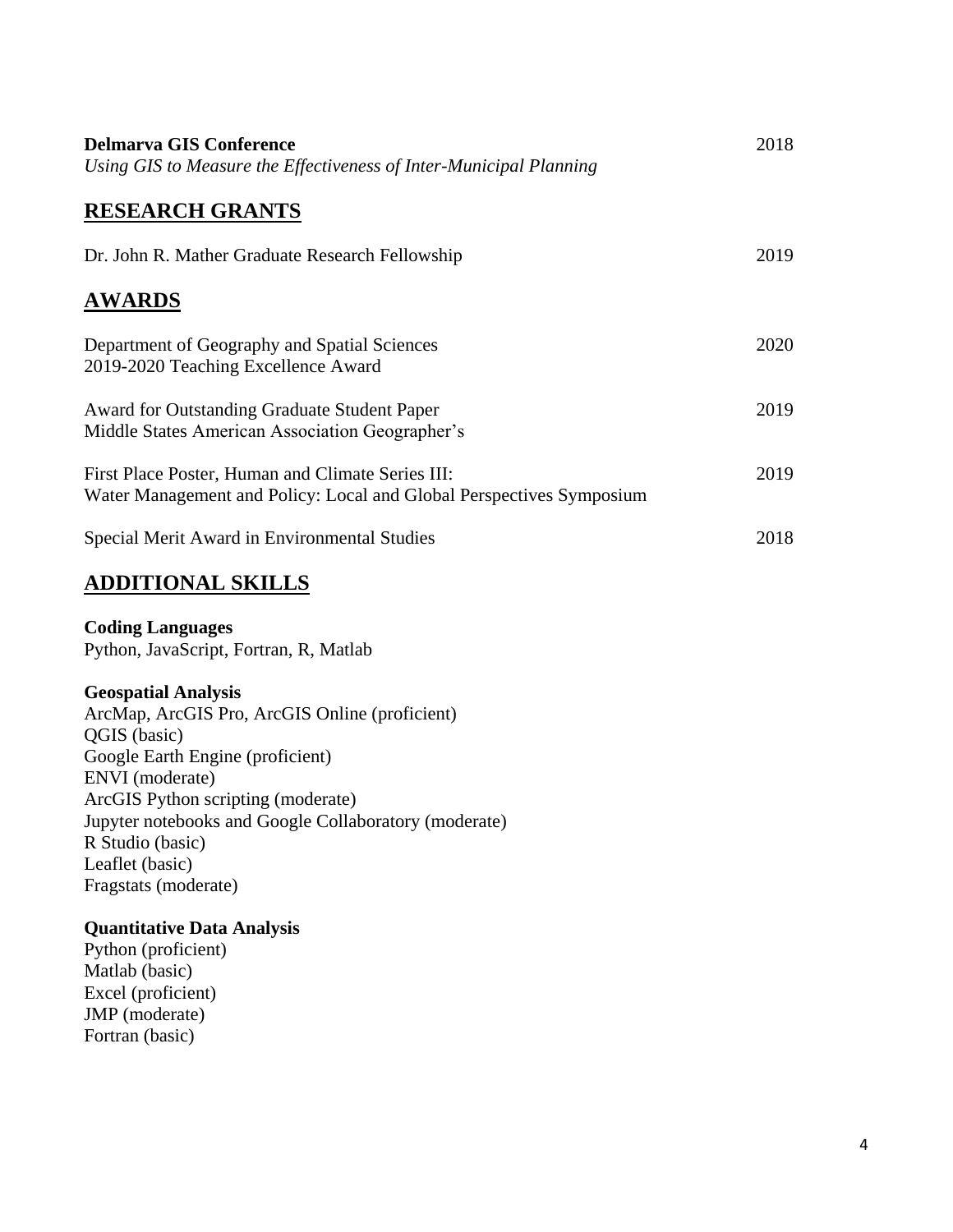**Delmarva GIS Conference** 2018
*Using GIS to Measure the Effectiveness of Inter-Municipal Planning*

## RESEARCH GRANTS

Dr. John R. Mather Graduate Research Fellowship 2019

## AWARDS

Department of Geography and Spatial Sciences 2020
2019-2020 Teaching Excellence Award

Award for Outstanding Graduate Student Paper 2019
Middle States American Association Geographer's

First Place Poster, Human and Climate Series III: 2019
Water Management and Policy: Local and Global Perspectives Symposium

Special Merit Award in Environmental Studies 2018

## ADDITIONAL SKILLS

**Coding Languages**
Python, JavaScript, Fortran, R, Matlab

**Geospatial Analysis**
ArcMap, ArcGIS Pro, ArcGIS Online (proficient)
QGIS (basic)
Google Earth Engine (proficient)
ENVI (moderate)
ArcGIS Python scripting (moderate)
Jupyter notebooks and Google Collaboratory (moderate)
R Studio (basic)
Leaflet (basic)
Fragstats (moderate)

**Quantitative Data Analysis**
Python (proficient)
Matlab (basic)
Excel (proficient)
JMP (moderate)
Fortran (basic)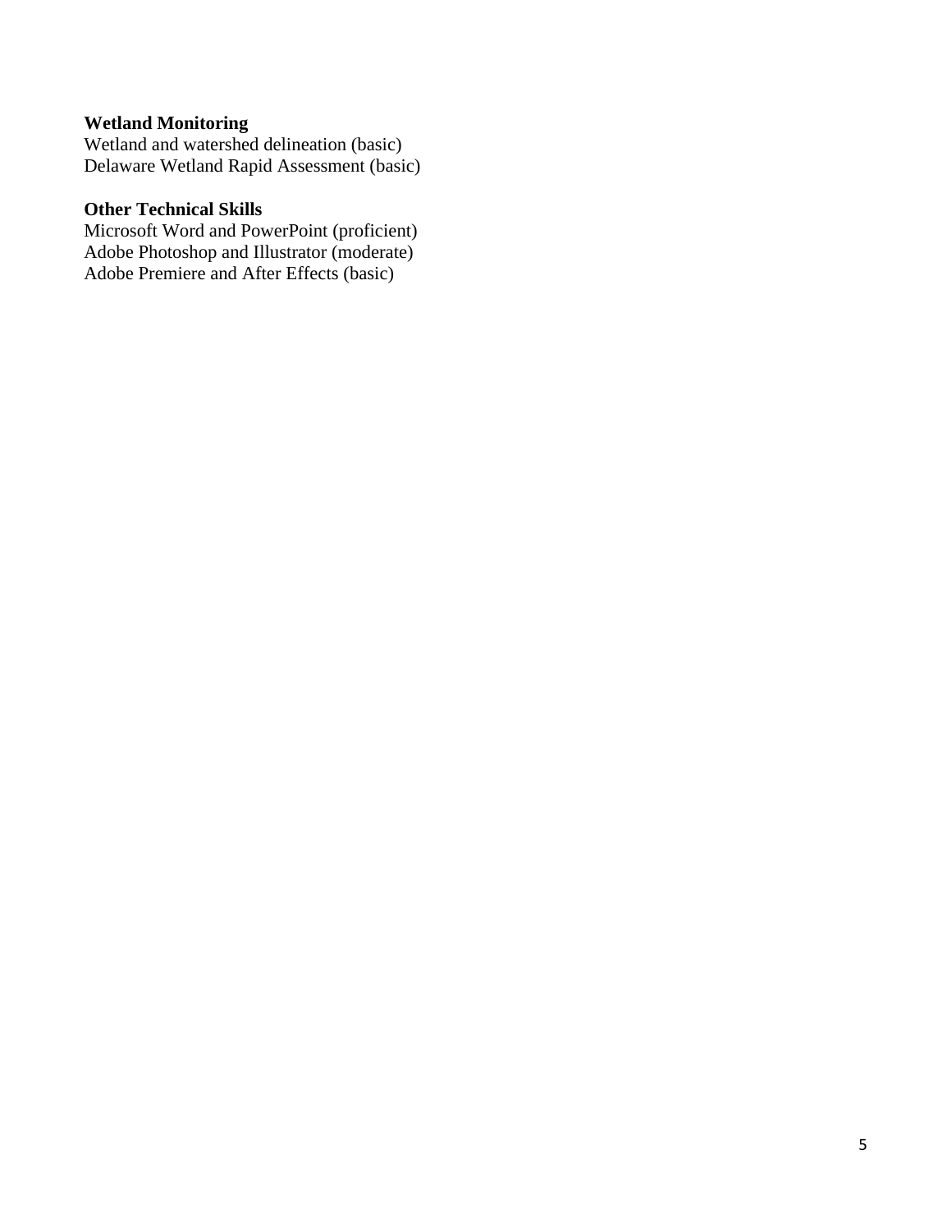**Wetland Monitoring**

Wetland and watershed delineation (basic)
Delaware Wetland Rapid Assessment (basic)

**Other Technical Skills**

Microsoft Word and PowerPoint (proficient)
Adobe Photoshop and Illustrator (moderate)
Adobe Premiere and After Effects (basic)